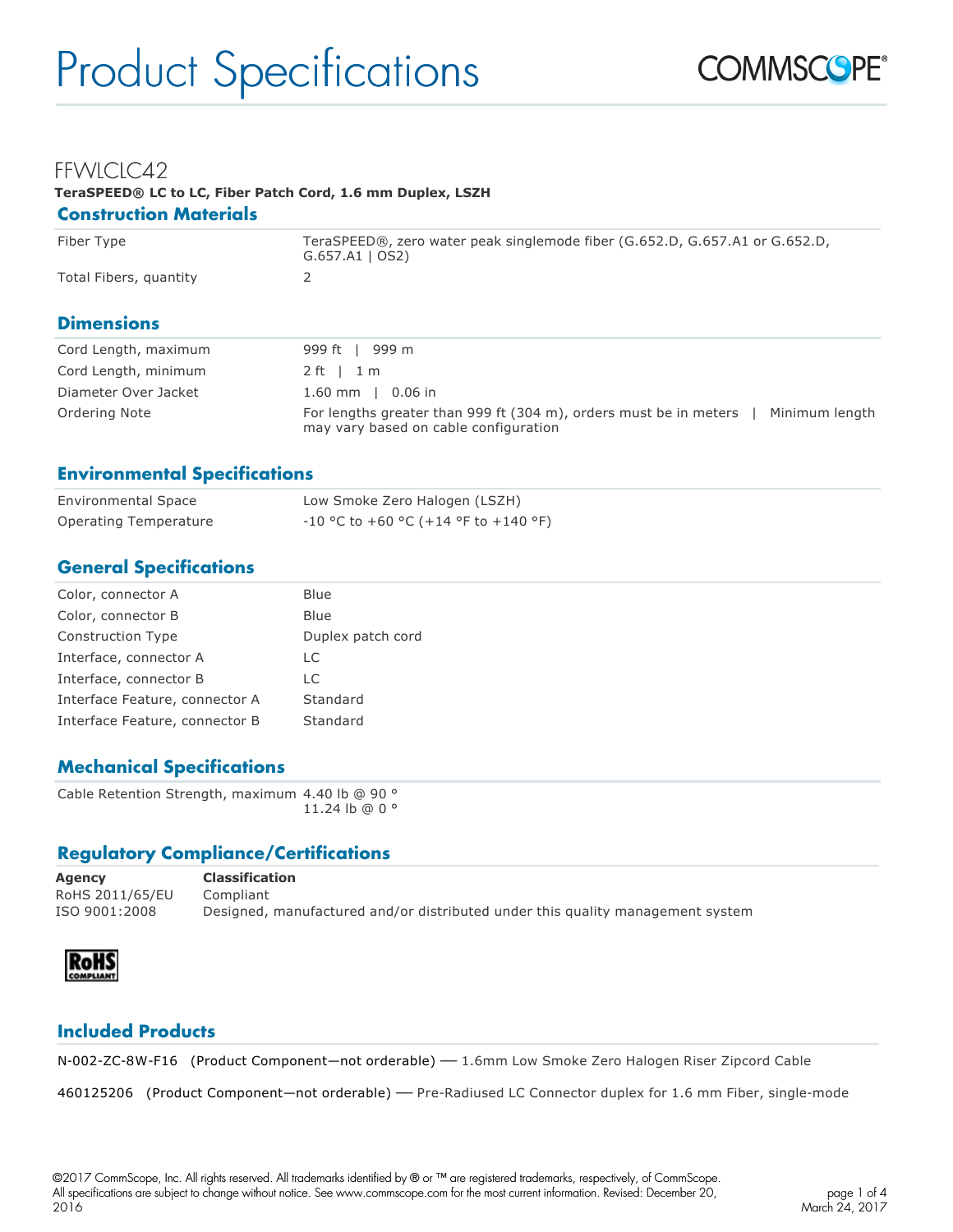# Product Specifications

## FFWLCLC42

**TeraSPEED® LC to LC, Fiber Patch Cord, 1.6 mm Duplex, LSZH**

### Construction Materials

| | |
|---|---|
| Fiber Type | TeraSPEED®, zero water peak singlemode fiber (G.652.D, G.657.A1 or G.652.D, G.657.A1 \| OS2) |
| Total Fibers, quantity | 2 |

### Dimensions

| | |
|---|---|
| Cord Length, maximum | 999 ft \| 999 m |
| Cord Length, minimum | 2 ft \| 1 m |
| Diameter Over Jacket | 1.60 mm \| 0.06 in |
| Ordering Note | For lengths greater than 999 ft (304 m), orders must be in meters \| Minimum length may vary based on cable configuration |

### Environmental Specifications

| | |
|---|---|
| Environmental Space | Low Smoke Zero Halogen (LSZH) |
| Operating Temperature | -10 °C to +60 °C (+14 °F to +140 °F) |

### General Specifications

| | |
|---|---|
| Color, connector A | Blue |
| Color, connector B | Blue |
| Construction Type | Duplex patch cord |
| Interface, connector A | LC |
| Interface, connector B | LC |
| Interface Feature, connector A | Standard |
| Interface Feature, connector B | Standard |

### Mechanical Specifications

| | |
|---|---|
| Cable Retention Strength, maximum | 4.40 lb @ 90 °<br>11.24 lb @ 0 ° |

### Regulatory Compliance/Certifications

| **Agency** | **Classification** |
|---|---|
| RoHS 2011/65/EU | Compliant |
| ISO 9001:2008 | Designed, manufactured and/or distributed under this quality management system |

### Included Products

N-002-ZC-8W-F16 (Product Component—not orderable) — 1.6mm Low Smoke Zero Halogen Riser Zipcord Cable

460125206 (Product Component—not orderable) — Pre-Radiused LC Connector duplex for 1.6 mm Fiber, single-mode

©2017 CommScope, Inc. All rights reserved. All trademarks identified by ® or ™ are registered trademarks, respectively, of CommScope. All specifications are subject to change without notice. See www.commscope.com for the most current information. Revised: December 20, 2016

March 24, 2017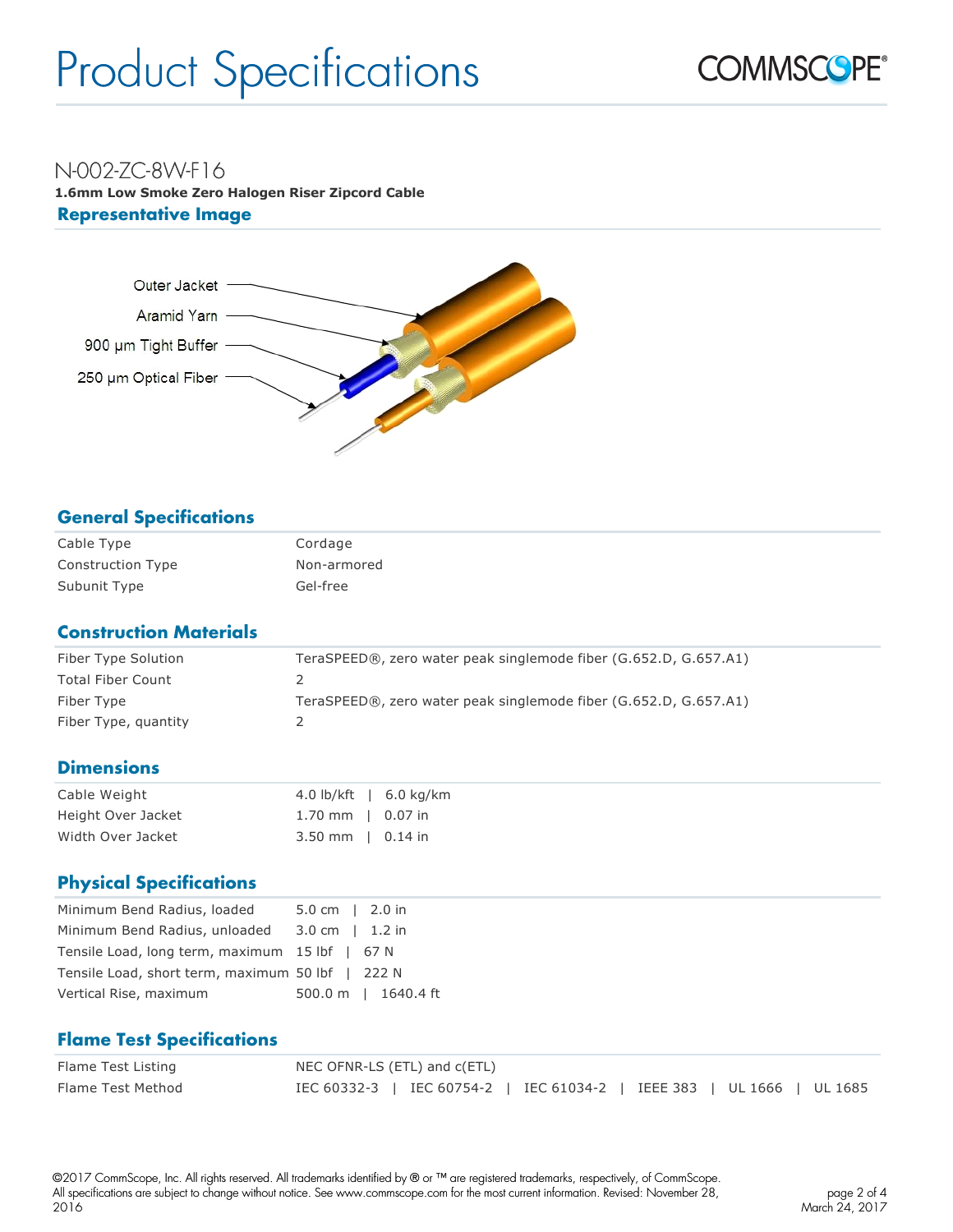# Product Specifications

## N-002-ZC-8W-F16

**1.6mm Low Smoke Zero Halogen Riser Zipcord Cable**

### Representative Image

Outer Jacket
Aramid Yarn
900 µm Tight Buffer
250 µm Optical Fiber

### General Specifications

| | |
|---|---|
| Cable Type | Cordage |
| Construction Type | Non-armored |
| Subunit Type | Gel-free |

### Construction Materials

| | |
|---|---|
| Fiber Type Solution | TeraSPEED®, zero water peak singlemode fiber (G.652.D, G.657.A1) |
| Total Fiber Count | 2 |
| Fiber Type | TeraSPEED®, zero water peak singlemode fiber (G.652.D, G.657.A1) |
| Fiber Type, quantity | 2 |

### Dimensions

| | |
|---|---|
| Cable Weight | 4.0 lb/kft \| 6.0 kg/km |
| Height Over Jacket | 1.70 mm \| 0.07 in |
| Width Over Jacket | 3.50 mm \| 0.14 in |

### Physical Specifications

| | |
|---|---|
| Minimum Bend Radius, loaded | 5.0 cm \| 2.0 in |
| Minimum Bend Radius, unloaded | 3.0 cm \| 1.2 in |
| Tensile Load, long term, maximum | 15 lbf \| 67 N |
| Tensile Load, short term, maximum | 50 lbf \| 222 N |
| Vertical Rise, maximum | 500.0 m \| 1640.4 ft |

### Flame Test Specifications

| | |
|---|---|
| Flame Test Listing | NEC OFNR-LS (ETL) and c(ETL) |
| Flame Test Method | IEC 60332-3 \| IEC 60754-2 \| IEC 61034-2 \| IEEE 383 \| UL 1666 \| UL 1685 |

©2017 CommScope, Inc. All rights reserved. All trademarks identified by ® or ™ are registered trademarks, respectively, of CommScope. All specifications are subject to change without notice. See www.commscope.com for the most current information. Revised: November 28, 2016

March 24, 2017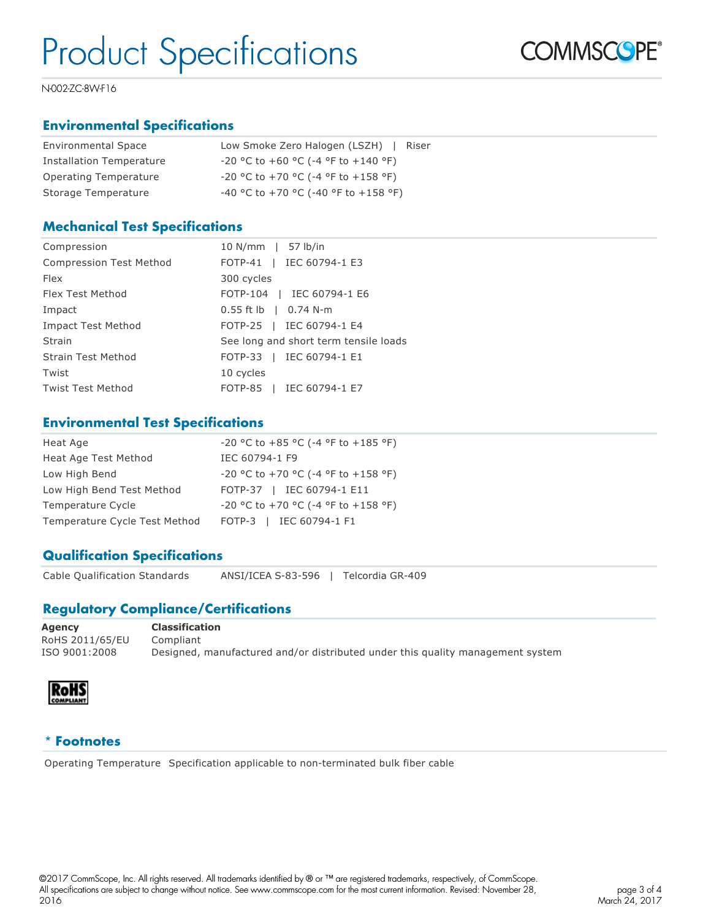# Product Specifications

N-002-ZC-8W-F16

## Environmental Specifications

| | |
|---|---|
| Environmental Space | Low Smoke Zero Halogen (LSZH) \| Riser |
| Installation Temperature | -20 °C to +60 °C (-4 °F to +140 °F) |
| Operating Temperature | -20 °C to +70 °C (-4 °F to +158 °F) |
| Storage Temperature | -40 °C to +70 °C (-40 °F to +158 °F) |

## Mechanical Test Specifications

| | |
|---|---|
| Compression | 10 N/mm \| 57 lb/in |
| Compression Test Method | FOTP-41 \| IEC 60794-1 E3 |
| Flex | 300 cycles |
| Flex Test Method | FOTP-104 \| IEC 60794-1 E6 |
| Impact | 0.55 ft lb \| 0.74 N-m |
| Impact Test Method | FOTP-25 \| IEC 60794-1 E4 |
| Strain | See long and short term tensile loads |
| Strain Test Method | FOTP-33 \| IEC 60794-1 E1 |
| Twist | 10 cycles |
| Twist Test Method | FOTP-85 \| IEC 60794-1 E7 |

## Environmental Test Specifications

| | |
|---|---|
| Heat Age | -20 °C to +85 °C (-4 °F to +185 °F) |
| Heat Age Test Method | IEC 60794-1 F9 |
| Low High Bend | -20 °C to +70 °C (-4 °F to +158 °F) |
| Low High Bend Test Method | FOTP-37 \| IEC 60794-1 E11 |
| Temperature Cycle | -20 °C to +70 °C (-4 °F to +158 °F) |
| Temperature Cycle Test Method | FOTP-3 \| IEC 60794-1 F1 |

## Qualification Specifications

| | |
|---|---|
| Cable Qualification Standards | ANSI/ICEA S-83-596 \| Telcordia GR-409 |

## Regulatory Compliance/Certifications

| **Agency** | **Classification** |
|---|---|
| RoHS 2011/65/EU | Compliant |
| ISO 9001:2008 | Designed, manufactured and/or distributed under this quality management system |

## * Footnotes

Operating Temperature Specification applicable to non-terminated bulk fiber cable

©2017 CommScope, Inc. All rights reserved. All trademarks identified by ® or ™ are registered trademarks, respectively, of CommScope. All specifications are subject to change without notice. See www.commscope.com for the most current information. Revised: November 28, 2016

March 24, 2017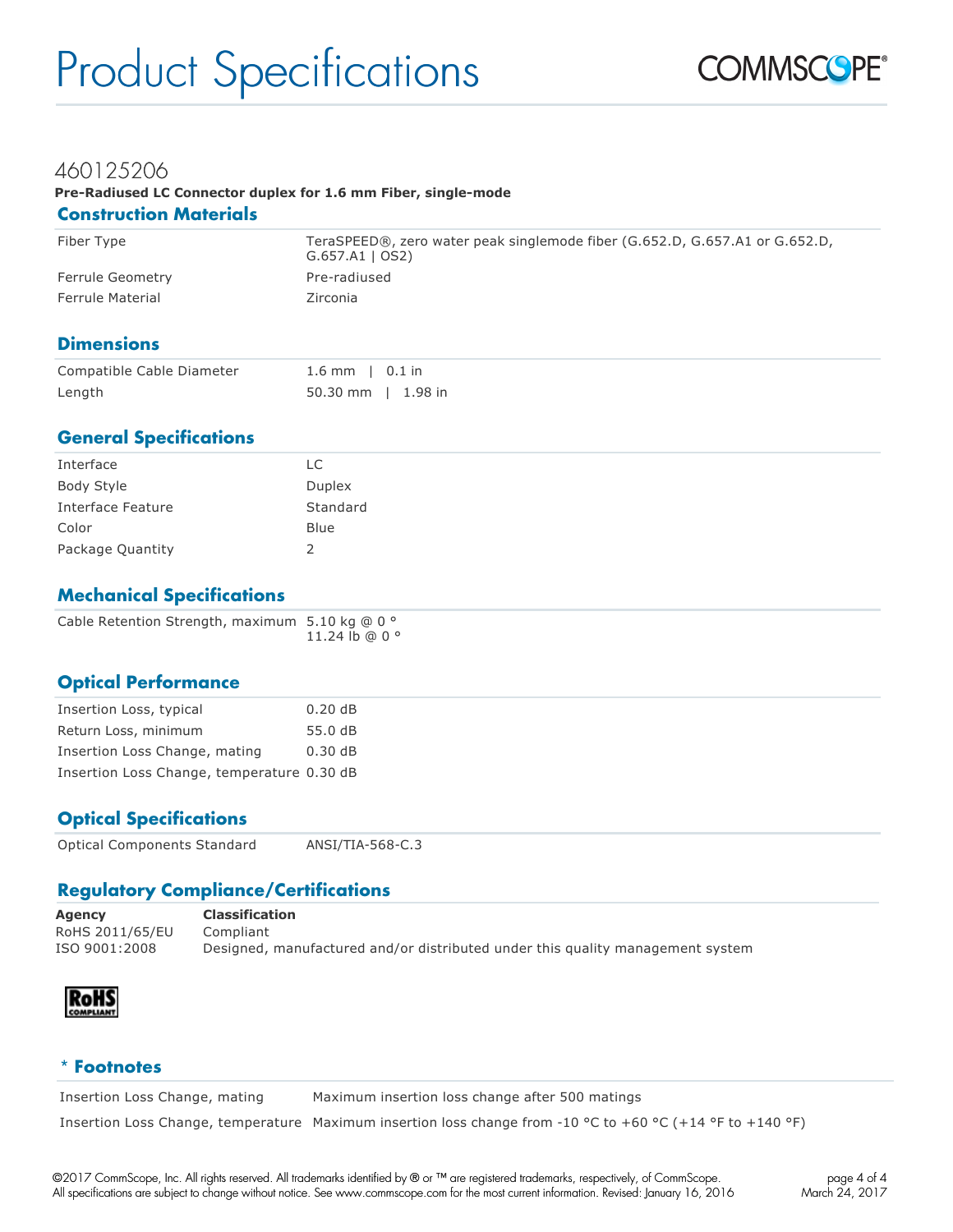# Product Specifications

COMMSCOPE®

## 460125206

**Pre-Radiused LC Connector duplex for 1.6 mm Fiber, single-mode**

### Construction Materials

| | |
|---|---|
| Fiber Type | TeraSPEED®, zero water peak singlemode fiber (G.652.D, G.657.A1 or G.652.D, G.657.A1 \| OS2) |
| Ferrule Geometry | Pre-radiused |
| Ferrule Material | Zirconia |

### Dimensions

| | |
|---|---|
| Compatible Cable Diameter | 1.6 mm \| 0.1 in |
| Length | 50.30 mm \| 1.98 in |

### General Specifications

| | |
|---|---|
| Interface | LC |
| Body Style | Duplex |
| Interface Feature | Standard |
| Color | Blue |
| Package Quantity | 2 |

### Mechanical Specifications

| | |
|---|---|
| Cable Retention Strength, maximum | 5.10 kg @ 0 °<br>11.24 lb @ 0 ° |

### Optical Performance

| | |
|---|---|
| Insertion Loss, typical | 0.20 dB |
| Return Loss, minimum | 55.0 dB |
| Insertion Loss Change, mating | 0.30 dB |
| Insertion Loss Change, temperature | 0.30 dB |

### Optical Specifications

| | |
|---|---|
| Optical Components Standard | ANSI/TIA-568-C.3 |

### Regulatory Compliance/Certifications

| Agency | Classification |
|---|---|
| RoHS 2011/65/EU | Compliant |
| ISO 9001:2008 | Designed, manufactured and/or distributed under this quality management system |

RoHS COMPLIANT

### * Footnotes

| | |
|---|---|
| Insertion Loss Change, mating | Maximum insertion loss change after 500 matings |
| Insertion Loss Change, temperature | Maximum insertion loss change from -10 °C to +60 °C (+14 °F to +140 °F) |

©2017 CommScope, Inc. All rights reserved. All trademarks identified by ® or ™ are registered trademarks, respectively, of CommScope. All specifications are subject to change without notice. See www.commscope.com for the most current information. Revised: January 16, 2016

March 24, 2017